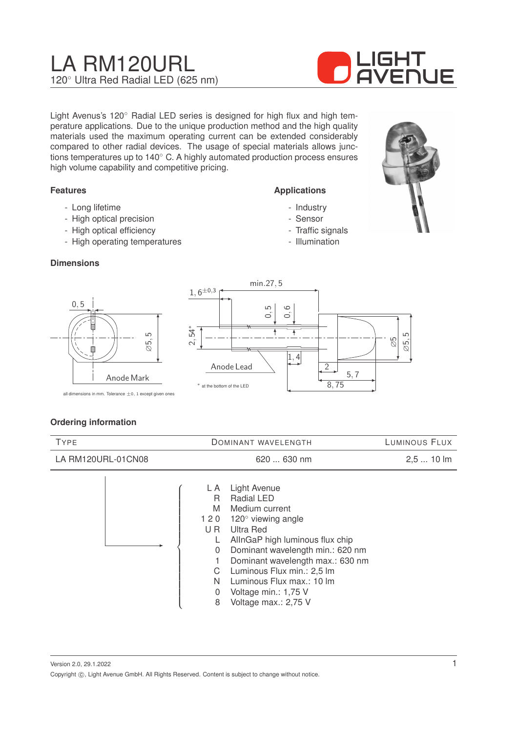# LA RM120URL

120° Ultra Red Radial LED (625 nm)

Light Avenus's 120° Radial LED series is designed for high flux and high temperature applications. Due to the unique production method and the high quality materials used the maximum operating current can be extended considerably compared to other radial devices. The usage of special materials allows junctions temperatures up to 140° C. A highly automated production process ensures high volume capability and competitive pricing.

### Features

- Long lifetime
- High optical precision
- High optical efficiency
- High operating temperatures

### Applications

- Industry
- Sensor
- Traffic signals
- Illumination

### Dimensions

all dimensions in mm. Tolerance ±0, 1 except given ones

\* at the bottom of the LED

### Ordering information

| Type | Dominant wavelength | Luminous Flux |
|---|---|---|
| LA RM120URL-01CN08 | 620 ... 630 nm | 2,5 ... 10 lm |

| Code | Meaning |
|---|---|
| LA | Light Avenue |
| R | Radial LED |
| M | Medium current |
| 120 | 120° viewing angle |
| UR | Ultra Red |
| L | AlInGaP high luminous flux chip |
| 0 | Dominant wavelength min.: 620 nm |
| 1 | Dominant wavelength max.: 630 nm |
| C | Luminous Flux min.: 2,5 lm |
| N | Luminous Flux max.: 10 lm |
| 0 | Voltage min.: 1,75 V |
| 8 | Voltage max.: 2,75 V |

Version 2.0, 29.1.2022

Copyright ©, Light Avenue GmbH. All Rights Reserved. Content is subject to change without notice.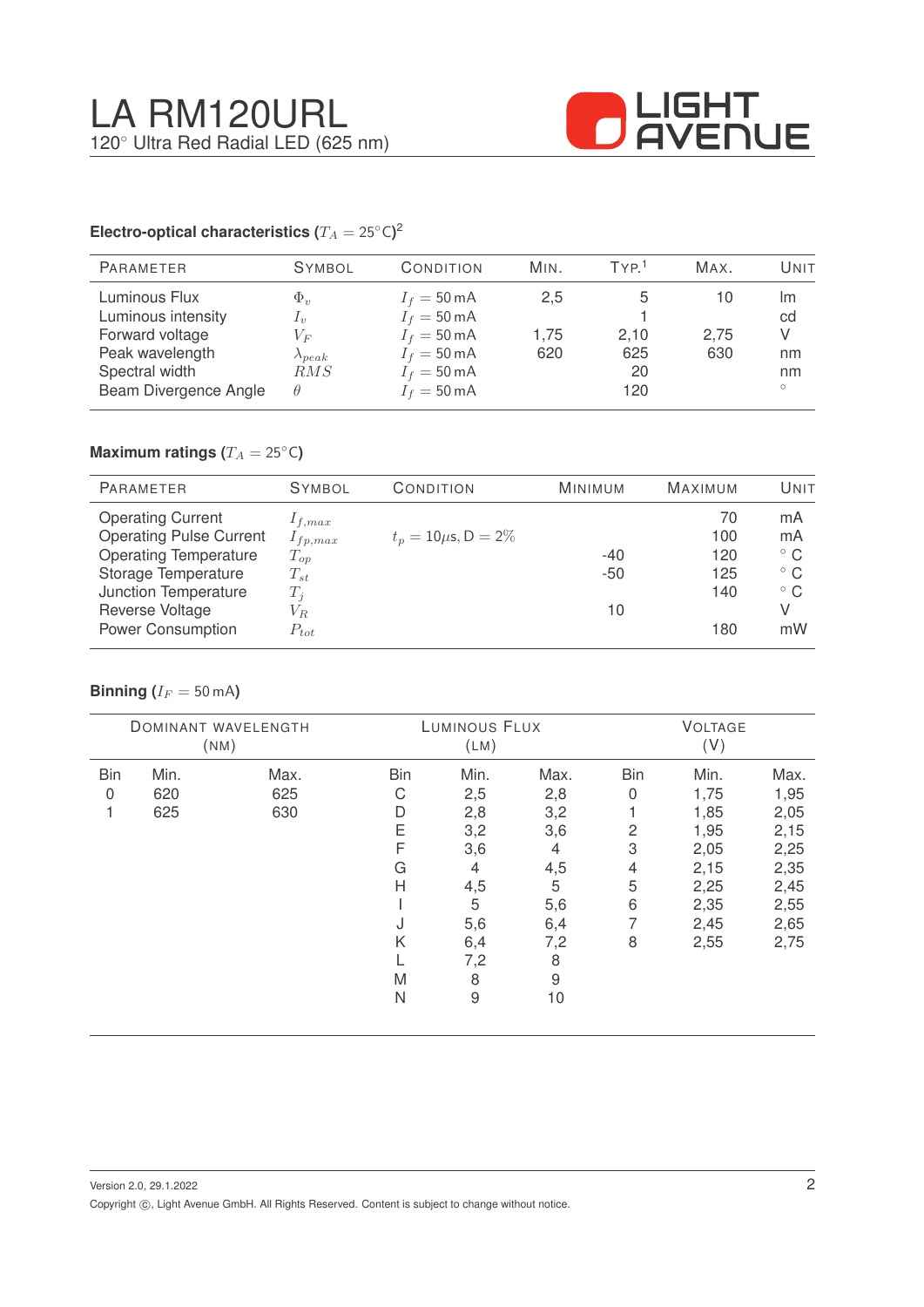# LA RM120URL

120° Ultra Red Radial LED (625 nm)

### Electro-optical characteristics ($T_A = 25°C$)[2]

| Parameter | Symbol | Condition | Min. | Typ.[1] | Max. | Unit |
|---|---|---|---|---|---|---|
| Luminous Flux | $\Phi_v$ | $I_f = 50\,mA$ | 2,5 | 5 | 10 | lm |
| Luminous intensity | $I_v$ | $I_f = 50\,mA$ | | 1 | | cd |
| Forward voltage | $V_F$ | $I_f = 50\,mA$ | 1,75 | 2,10 | 2,75 | V |
| Peak wavelength | $\lambda_{peak}$ | $I_f = 50\,mA$ | 620 | 625 | 630 | nm |
| Spectral width | $RMS$ | $I_f = 50\,mA$ | | 20 | | nm |
| Beam Divergence Angle | $\theta$ | $I_f = 50\,mA$ | | 120 | | ° |

### Maximum ratings ($T_A = 25°C$)

| Parameter | Symbol | Condition | Minimum | Maximum | Unit |
|---|---|---|---|---|---|
| Operating Current | $I_{f,max}$ | | | 70 | mA |
| Operating Pulse Current | $I_{fp,max}$ | $t_p = 10\mu s$, D = 2% | | 100 | mA |
| Operating Temperature | $T_{op}$ | | -40 | 120 | ° C |
| Storage Temperature | $T_{st}$ | | -50 | 125 | ° C |
| Junction Temperature | $T_j$ | | | 140 | ° C |
| Reverse Voltage | $V_R$ | | 10 | | V |
| Power Consumption | $P_{tot}$ | | | 180 | mW |

### Binning ($I_F = 50\,mA$)

| Dominant Wavelength (nm) | | | Luminous Flux (lm) | | | Voltage (V) | | |
|---|---|---|---|---|---|---|---|---|
| Bin | Min. | Max. | Bin | Min. | Max. | Bin | Min. | Max. |
| 0 | 620 | 625 | C | 2,5 | 2,8 | 0 | 1,75 | 1,95 |
| 1 | 625 | 630 | D | 2,8 | 3,2 | 1 | 1,85 | 2,05 |
| | | | E | 3,2 | 3,6 | 2 | 1,95 | 2,15 |
| | | | F | 3,6 | 4 | 3 | 2,05 | 2,25 |
| | | | G | 4 | 4,5 | 4 | 2,15 | 2,35 |
| | | | H | 4,5 | 5 | 5 | 2,25 | 2,45 |
| | | | I | 5 | 5,6 | 6 | 2,35 | 2,55 |
| | | | J | 5,6 | 6,4 | 7 | 2,45 | 2,65 |
| | | | K | 6,4 | 7,2 | 8 | 2,55 | 2,75 |
| | | | L | 7,2 | 8 | | | |
| | | | M | 8 | 9 | | | |
| | | | N | 9 | 10 | | | |

Version 2.0, 29.1.2022

Copyright ©, Light Avenue GmbH. All Rights Reserved. Content is subject to change without notice.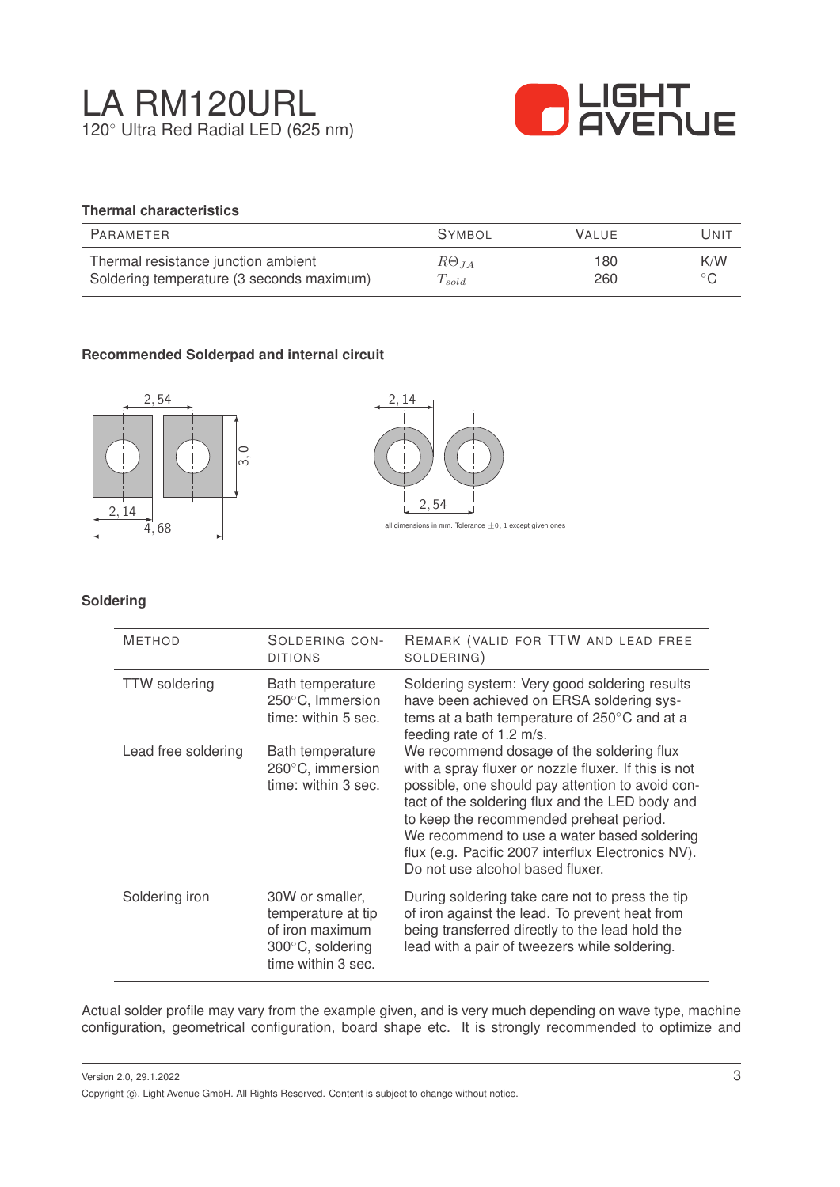# LA RM120URL

120° Ultra Red Radial LED (625 nm)

### Thermal characteristics

| Parameter | Symbol | Value | Unit |
|---|---|---|---|
| Thermal resistance junction ambient | $R\Theta_{JA}$ | 180 | K/W |
| Soldering temperature (3 seconds maximum) | $T_{sold}$ | 260 | °C |

### Recommended Solderpad and internal circuit

2,54

3,0

2,14

4,68

2,14

2,54

all dimensions in mm. Tolerance ±0,1 except given ones

### Soldering

| Method | Soldering conditions | Remark (valid for TTW and lead free soldering) |
|---|---|---|
| TTW soldering | Bath temperature 250°C, Immersion time: within 5 sec. | Soldering system: Very good soldering results have been achieved on ERSA soldering systems at a bath temperature of 250°C and at a feeding rate of 1.2 m/s. |
| Lead free soldering | Bath temperature 260°C, immersion time: within 3 sec. | We recommend dosage of the soldering flux with a spray fluxer or nozzle fluxer. If this is not possible, one should pay attention to avoid contact of the soldering flux and the LED body and to keep the recommended preheat period. We recommend to use a water based soldering flux (e.g. Pacific 2007 interflux Electronics NV). Do not use alcohol based fluxer. |
| Soldering iron | 30W or smaller, temperature at tip of iron maximum 300°C, soldering time within 3 sec. | During soldering take care not to press the tip of iron against the lead. To prevent heat from being transferred directly to the lead hold the lead with a pair of tweezers while soldering. |

Actual solder profile may vary from the example given, and is very much depending on wave type, machine configuration, geometrical configuration, board shape etc. It is strongly recommended to optimize and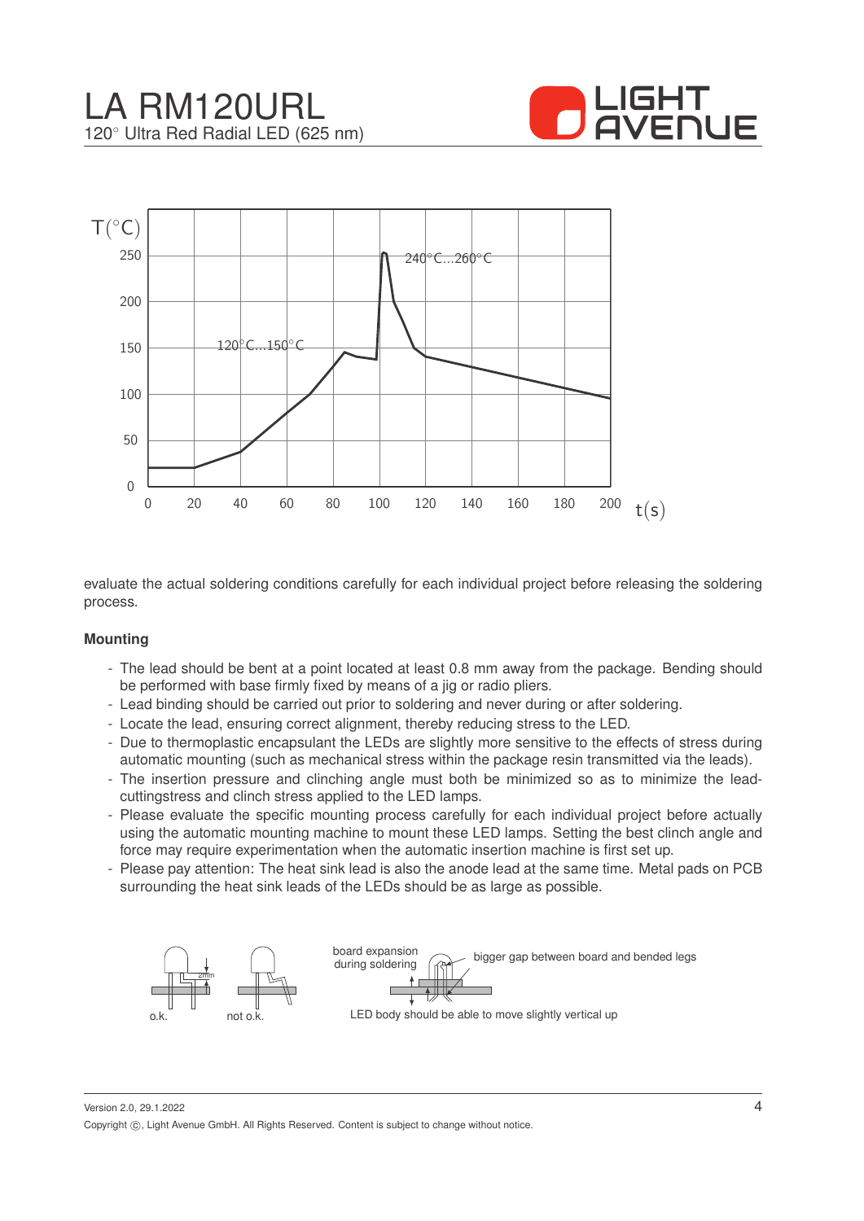evaluate the actual soldering conditions carefully for each individual project before releasing the soldering process.

**Mounting**

- The lead should be bent at a point located at least 0.8 mm away from the package. Bending should be performed with base firmly fixed by means of a jig or radio pliers.
- Lead binding should be carried out prior to soldering and never during or after soldering.
- Locate the lead, ensuring correct alignment, thereby reducing stress to the LED.
- Due to thermoplastic encapsulant the LEDs are slightly more sensitive to the effects of stress during automatic mounting (such as mechanical stress within the package resin transmitted via the leads).
- The insertion pressure and clinching angle must both be minimized so as to minimize the lead-cuttingstress and clinch stress applied to the LED lamps.
- Please evaluate the specific mounting process carefully for each individual project before actually using the automatic mounting machine to mount these LED lamps. Setting the best clinch angle and force may require experimentation when the automatic insertion machine is first set up.
- Please pay attention: The heat sink lead is also the anode lead at the same time. Metal pads on PCB surrounding the heat sink leads of the LEDs should be as large as possible.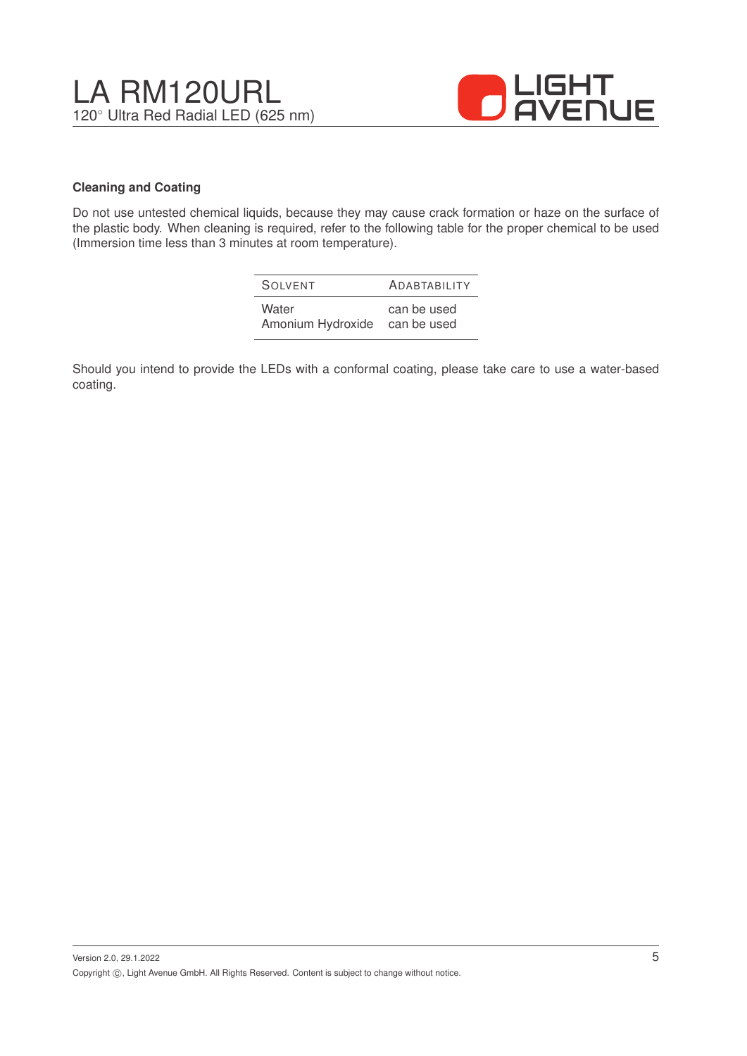### Cleaning and Coating

Do not use untested chemical liquids, because they may cause crack formation or haze on the surface of the plastic body. When cleaning is required, refer to the following table for the proper chemical to be used (Immersion time less than 3 minutes at room temperature).

| SOLVENT | ADABTABILITY |
|---|---|
| Water | can be used |
| Amonium Hydroxide | can be used |

Should you intend to provide the LEDs with a conformal coating, please take care to use a water-based coating.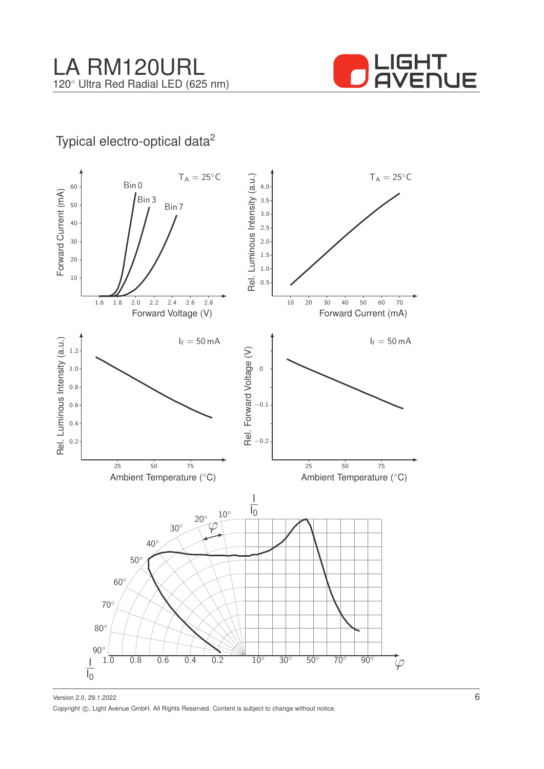## Typical electro-optical data[2]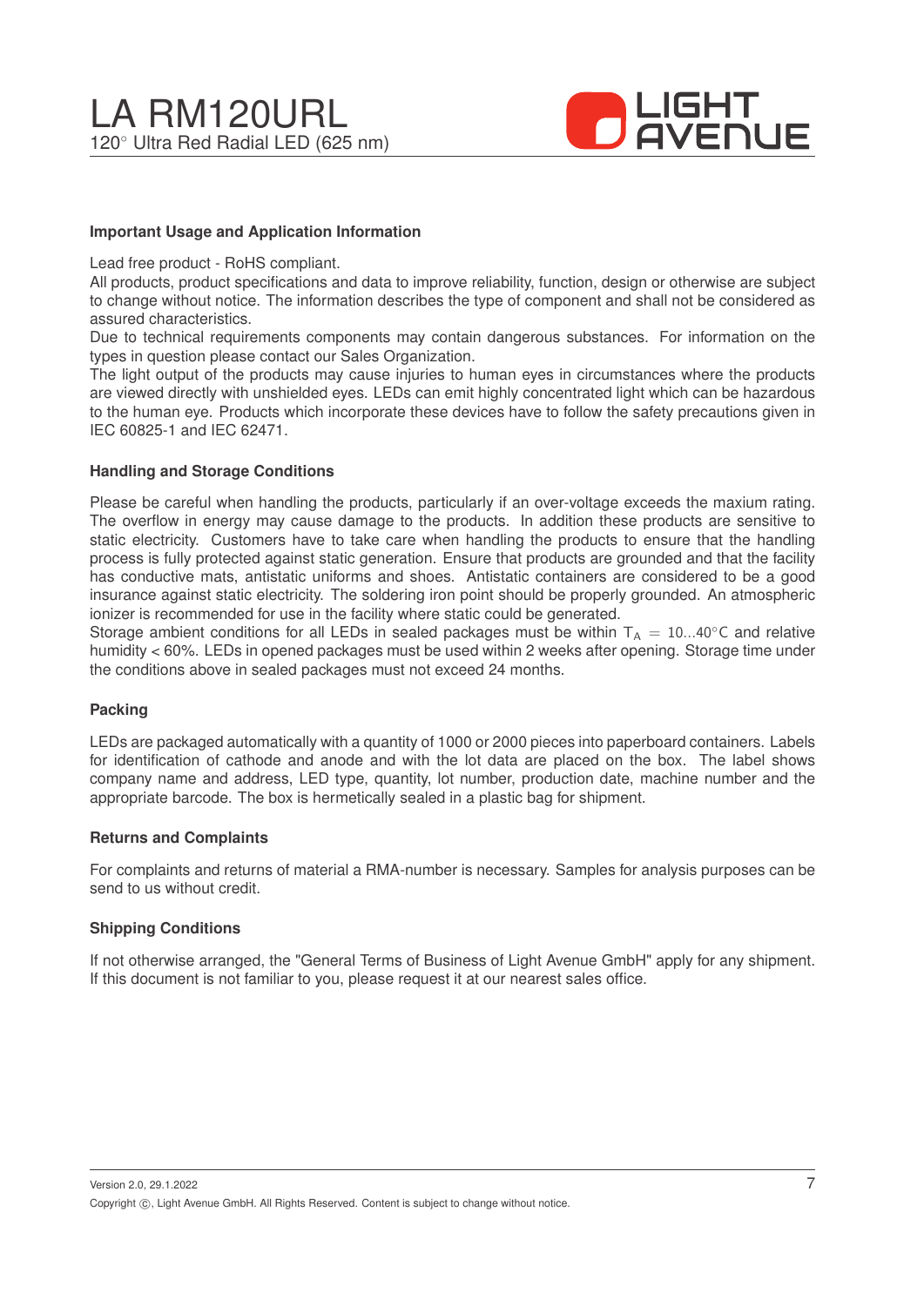### Important Usage and Application Information

Lead free product - RoHS compliant.
All products, product specifications and data to improve reliability, function, design or otherwise are subject to change without notice. The information describes the type of component and shall not be considered as assured characteristics.
Due to technical requirements components may contain dangerous substances. For information on the types in question please contact our Sales Organization.
The light output of the products may cause injuries to human eyes in circumstances where the products are viewed directly with unshielded eyes. LEDs can emit highly concentrated light which can be hazardous to the human eye. Products which incorporate these devices have to follow the safety precautions given in IEC 60825-1 and IEC 62471.

### Handling and Storage Conditions

Please be careful when handling the products, particularly if an over-voltage exceeds the maxium rating. The overflow in energy may cause damage to the products. In addition these products are sensitive to static electricity. Customers have to take care when handling the products to ensure that the handling process is fully protected against static generation. Ensure that products are grounded and that the facility has conductive mats, antistatic uniforms and shoes. Antistatic containers are considered to be a good insurance against static electricity. The soldering iron point should be properly grounded. An atmospheric ionizer is recommended for use in the facility where static could be generated.
Storage ambient conditions for all LEDs in sealed packages must be within $T_A = 10...40°C$ and relative humidity < 60%. LEDs in opened packages must be used within 2 weeks after opening. Storage time under the conditions above in sealed packages must not exceed 24 months.

### Packing

LEDs are packaged automatically with a quantity of 1000 or 2000 pieces into paperboard containers. Labels for identification of cathode and anode and with the lot data are placed on the box. The label shows company name and address, LED type, quantity, lot number, production date, machine number and the appropriate barcode. The box is hermetically sealed in a plastic bag for shipment.

### Returns and Complaints

For complaints and returns of material a RMA-number is necessary. Samples for analysis purposes can be send to us without credit.

### Shipping Conditions

If not otherwise arranged, the "General Terms of Business of Light Avenue GmbH" apply for any shipment. If this document is not familiar to you, please request it at our nearest sales office.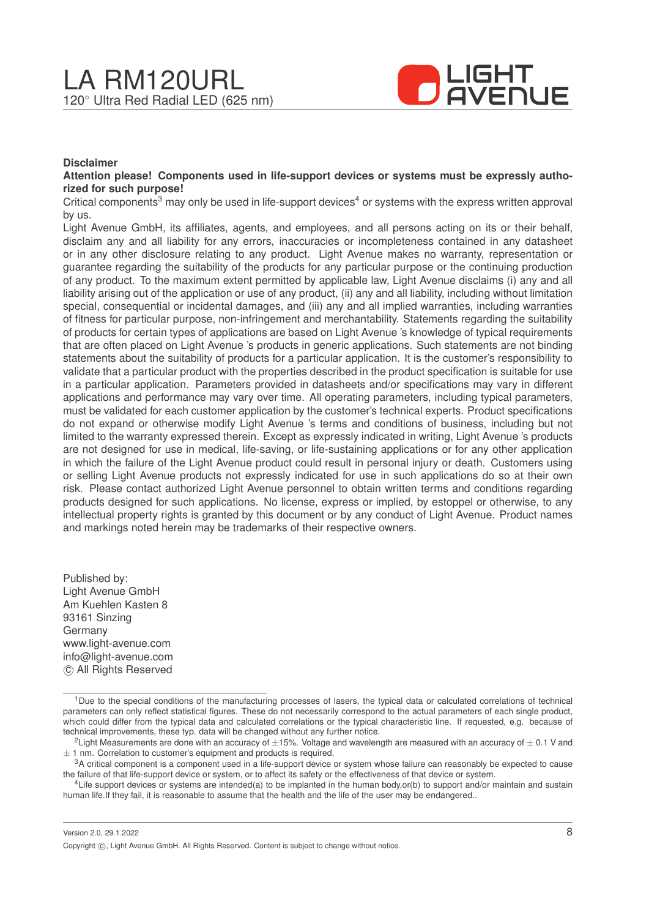**Disclaimer**

**Attention please! Components used in life-support devices or systems must be expressly authorized for such purpose!**

Critical components[3] may only be used in life-support devices[4] or systems with the express written approval by us.

Light Avenue GmbH, its affiliates, agents, and employees, and all persons acting on its or their behalf, disclaim any and all liability for any errors, inaccuracies or incompleteness contained in any datasheet or in any other disclosure relating to any product. Light Avenue makes no warranty, representation or guarantee regarding the suitability of the products for any particular purpose or the continuing production of any product. To the maximum extent permitted by applicable law, Light Avenue disclaims (i) any and all liability arising out of the application or use of any product, (ii) any and all liability, including without limitation special, consequential or incidental damages, and (iii) any and all implied warranties, including warranties of fitness for particular purpose, non-infringement and merchantability. Statements regarding the suitability of products for certain types of applications are based on Light Avenue 's knowledge of typical requirements that are often placed on Light Avenue 's products in generic applications. Such statements are not binding statements about the suitability of products for a particular application. It is the customer's responsibility to validate that a particular product with the properties described in the product specification is suitable for use in a particular application. Parameters provided in datasheets and/or specifications may vary in different applications and performance may vary over time. All operating parameters, including typical parameters, must be validated for each customer application by the customer's technical experts. Product specifications do not expand or otherwise modify Light Avenue 's terms and conditions of business, including but not limited to the warranty expressed therein. Except as expressly indicated in writing, Light Avenue 's products are not designed for use in medical, life-saving, or life-sustaining applications or for any other application in which the failure of the Light Avenue product could result in personal injury or death. Customers using or selling Light Avenue products not expressly indicated for use in such applications do so at their own risk. Please contact authorized Light Avenue personnel to obtain written terms and conditions regarding products designed for such applications. No license, express or implied, by estoppel or otherwise, to any intellectual property rights is granted by this document or by any conduct of Light Avenue. Product names and markings noted herein may be trademarks of their respective owners.

Published by:
Light Avenue GmbH
Am Kuehlen Kasten 8
93161 Sinzing
Germany
www.light-avenue.com
info@light-avenue.com
© All Rights Reserved

[1] Due to the special conditions of the manufacturing processes of lasers, the typical data or calculated correlations of technical parameters can only reflect statistical figures. These do not necessarily correspond to the actual parameters of each single product, which could differ from the typical data and calculated correlations or the typical characteristic line. If requested, e.g. because of technical improvements, these typ. data will be changed without any further notice.

[2] Light Measurements are done with an accuracy of ±15%. Voltage and wavelength are measured with an accuracy of ± 0.1 V and ± 1 nm. Correlation to customer's equipment and products is required.

[3] A critical component is a component used in a life-support device or system whose failure can reasonably be expected to cause the failure of that life-support device or system, or to affect its safety or the effectiveness of that device or system.

[4] Life support devices or systems are intended(a) to be implanted in the human body,or(b) to support and/or maintain and sustain human life.If they fail, it is reasonable to assume that the health and the life of the user may be endangered..